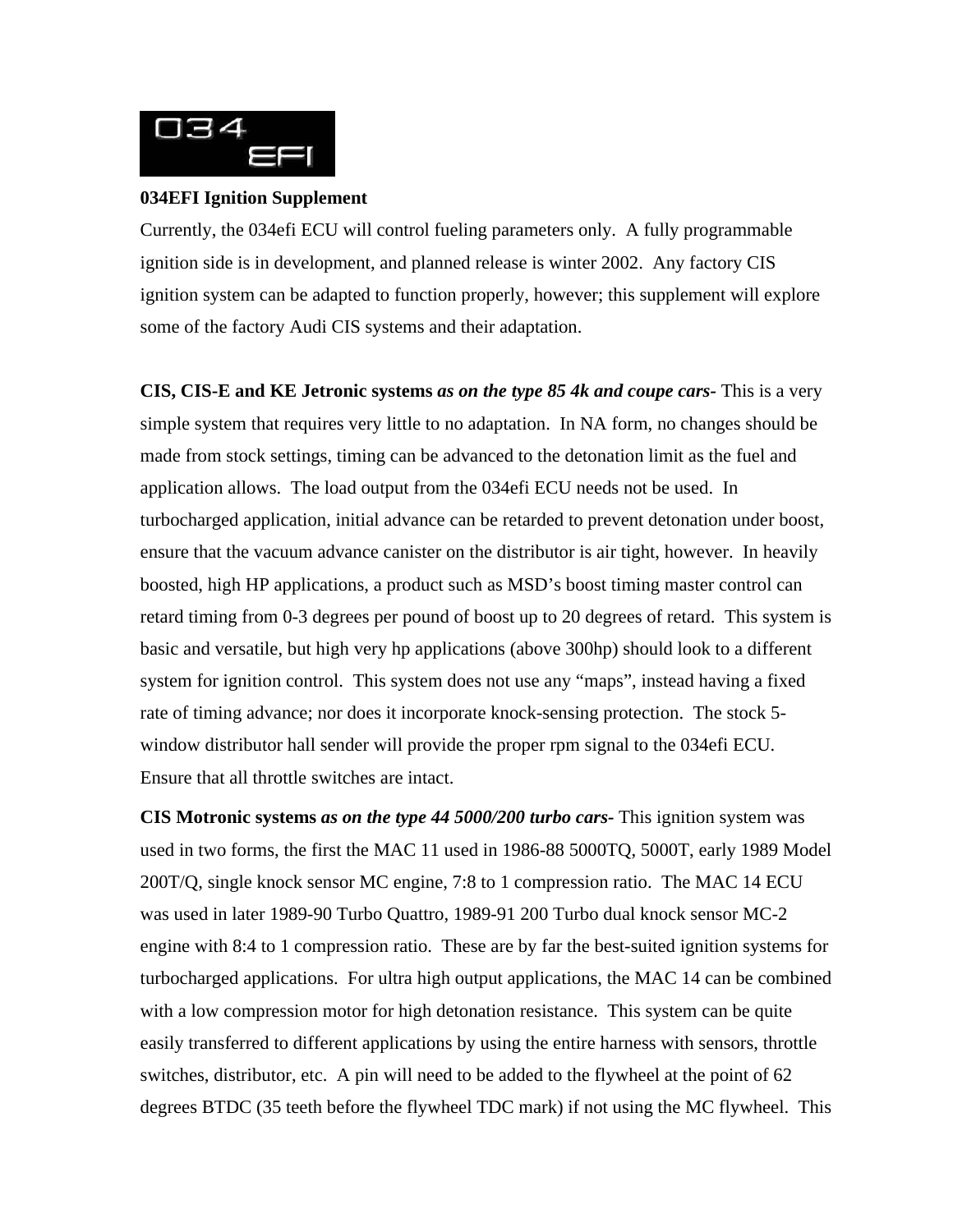034EFI Ignition Supplement

Currently, the 034efi ECU will control fueling parameters only. A fully programmable ignition side is in development, and planned release is winter 2002. Any factory CIS ignition system can be adapted to function properly, however; this supplement will explore some of the factory Audi CIS systems and their adaptation.

**CIS, CIS-E and KE Jetronic systems** ***as on the type 85 4k and coupe cars-*** This is a very simple system that requires very little to no adaptation. In NA form, no changes should be made from stock settings, timing can be advanced to the detonation limit as the fuel and application allows. The load output from the 034efi ECU needs not be used. In turbocharged application, initial advance can be retarded to prevent detonation under boost, ensure that the vacuum advance canister on the distributor is air tight, however. In heavily boosted, high HP applications, a product such as MSD's boost timing master control can retard timing from 0-3 degrees per pound of boost up to 20 degrees of retard. This system is basic and versatile, but high very hp applications (above 300hp) should look to a different system for ignition control. This system does not use any "maps", instead having a fixed rate of timing advance; nor does it incorporate knock-sensing protection. The stock 5-window distributor hall sender will provide the proper rpm signal to the 034efi ECU. Ensure that all throttle switches are intact.

**CIS Motronic systems** ***as on the type 44 5000/200 turbo cars-*** This ignition system was used in two forms, the first the MAC 11 used in 1986-88 5000TQ, 5000T, early 1989 Model 200T/Q, single knock sensor MC engine, 7:8 to 1 compression ratio. The MAC 14 ECU was used in later 1989-90 Turbo Quattro, 1989-91 200 Turbo dual knock sensor MC-2 engine with 8:4 to 1 compression ratio. These are by far the best-suited ignition systems for turbocharged applications. For ultra high output applications, the MAC 14 can be combined with a low compression motor for high detonation resistance. This system can be quite easily transferred to different applications by using the entire harness with sensors, throttle switches, distributor, etc. A pin will need to be added to the flywheel at the point of 62 degrees BTDC (35 teeth before the flywheel TDC mark) if not using the MC flywheel. This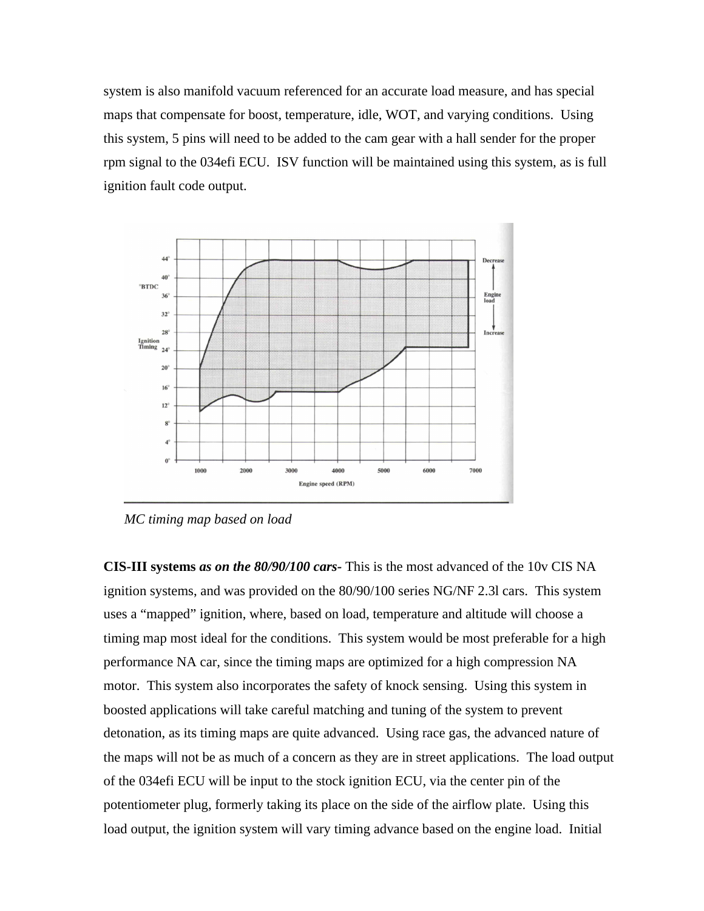system is also manifold vacuum referenced for an accurate load measure, and has special maps that compensate for boost, temperature, idle, WOT, and varying conditions. Using this system, 5 pins will need to be added to the cam gear with a hall sender for the proper rpm signal to the 034efi ECU. ISV function will be maintained using this system, as is full ignition fault code output.

*MC timing map based on load*

**CIS-III systems** ***as on the 80/90/100 cars-*** This is the most advanced of the 10v CIS NA ignition systems, and was provided on the 80/90/100 series NG/NF 2.3l cars. This system uses a “mapped” ignition, where, based on load, temperature and altitude will choose a timing map most ideal for the conditions. This system would be most preferable for a high performance NA car, since the timing maps are optimized for a high compression NA motor. This system also incorporates the safety of knock sensing. Using this system in boosted applications will take careful matching and tuning of the system to prevent detonation, as its timing maps are quite advanced. Using race gas, the advanced nature of the maps will not be as much of a concern as they are in street applications. The load output of the 034efi ECU will be input to the stock ignition ECU, via the center pin of the potentiometer plug, formerly taking its place on the side of the airflow plate. Using this load output, the ignition system will vary timing advance based on the engine load. Initial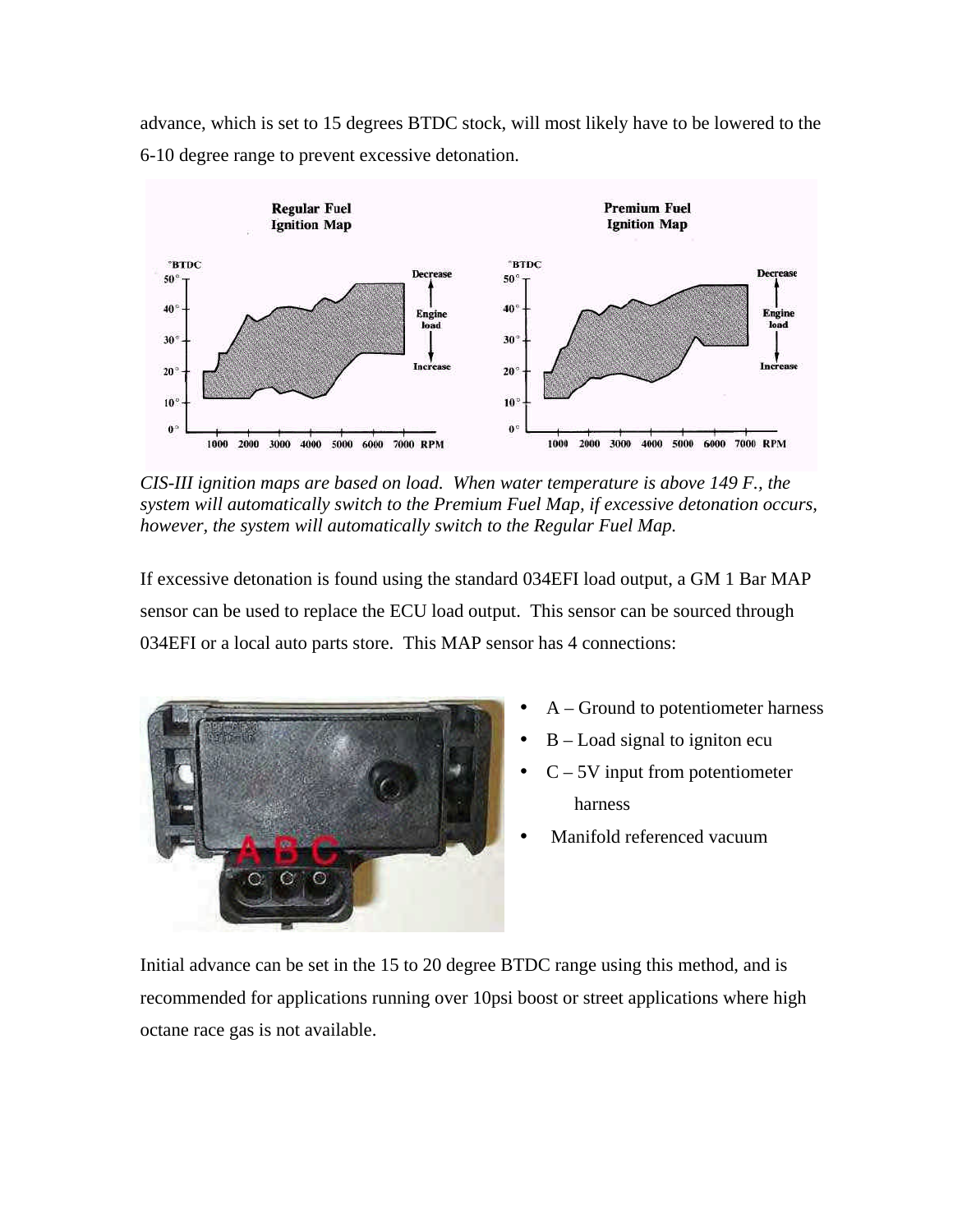advance, which is set to 15 degrees BTDC stock, will most likely have to be lowered to the 6-10 degree range to prevent excessive detonation.

*CIS-III ignition maps are based on load. When water temperature is above 149 F., the system will automatically switch to the Premium Fuel Map, if excessive detonation occurs, however, the system will automatically switch to the Regular Fuel Map.*

If excessive detonation is found using the standard 034EFI load output, a GM 1 Bar MAP sensor can be used to replace the ECU load output. This sensor can be sourced through 034EFI or a local auto parts store. This MAP sensor has 4 connections:

- A – Ground to potentiometer harness
- B – Load signal to igniton ecu
- C – 5V input from potentiometer harness
- Manifold referenced vacuum

Initial advance can be set in the 15 to 20 degree BTDC range using this method, and is recommended for applications running over 10psi boost or street applications where high octane race gas is not available.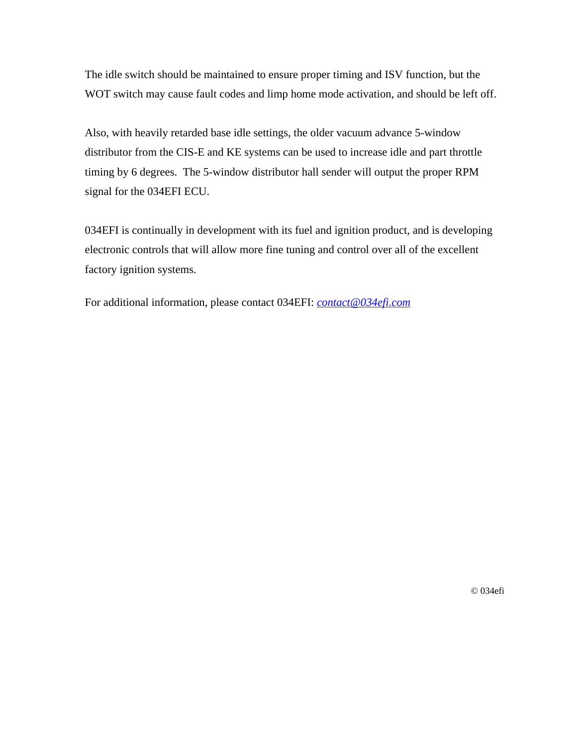The idle switch should be maintained to ensure proper timing and ISV function, but the WOT switch may cause fault codes and limp home mode activation, and should be left off.

Also, with heavily retarded base idle settings, the older vacuum advance 5-window distributor from the CIS-E and KE systems can be used to increase idle and part throttle timing by 6 degrees.  The 5-window distributor hall sender will output the proper RPM signal for the 034EFI ECU.

034EFI is continually in development with its fuel and ignition product, and is developing electronic controls that will allow more fine tuning and control over all of the excellent factory ignition systems.

For additional information, please contact 034EFI: *contact@034efi.com*

© 034efi